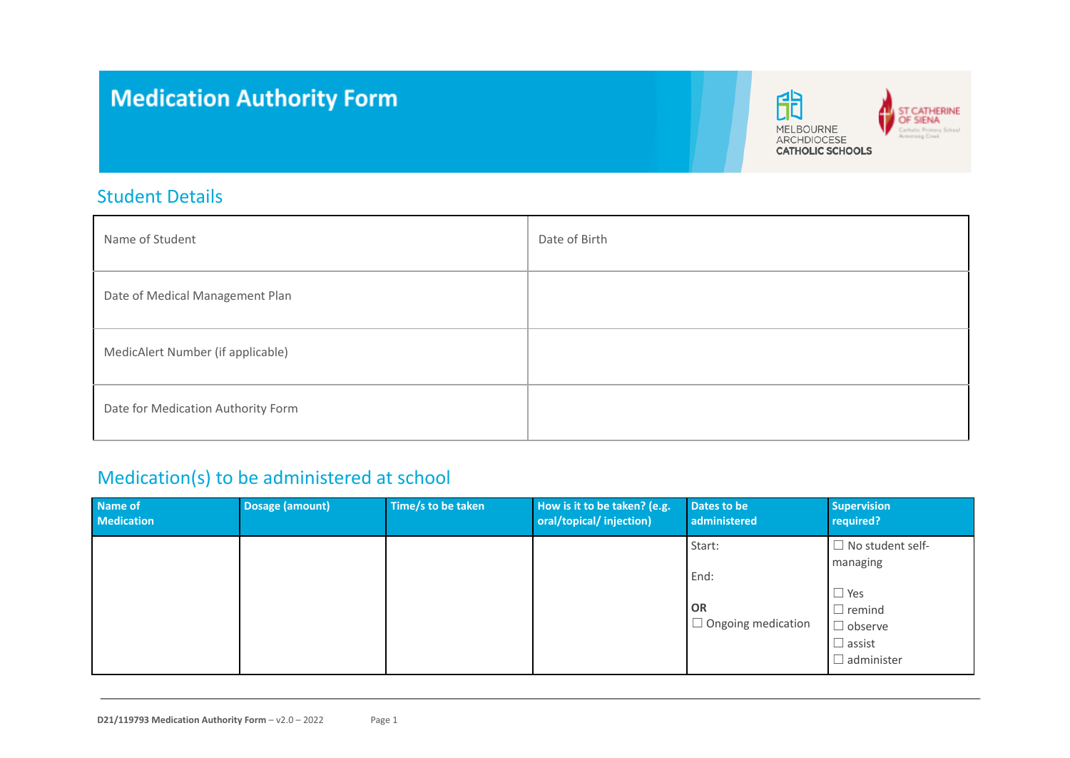# Medication Authority Form

## Student Details

| Name of Student | Date of Birth |
|---|---|
| Date of Medical Management Plan | |
| MedicAlert Number (if applicable) | |
| Date for Medication Authority Form | |

## Medication(s) to be administered at school

| Name of Medication | Dosage (amount) | Time/s to be taken | How is it to be taken? (e.g. oral/topical/ injection) | Dates to be administered | Supervision required? |
|---|---|---|---|---|---|
| | | | | Start:<br><br>End:<br><br>**OR**<br>☐ Ongoing medication | ☐ No student self-managing<br><br>☐ Yes<br>☐ remind<br>☐ observe<br>☐ assist<br>☐ administer |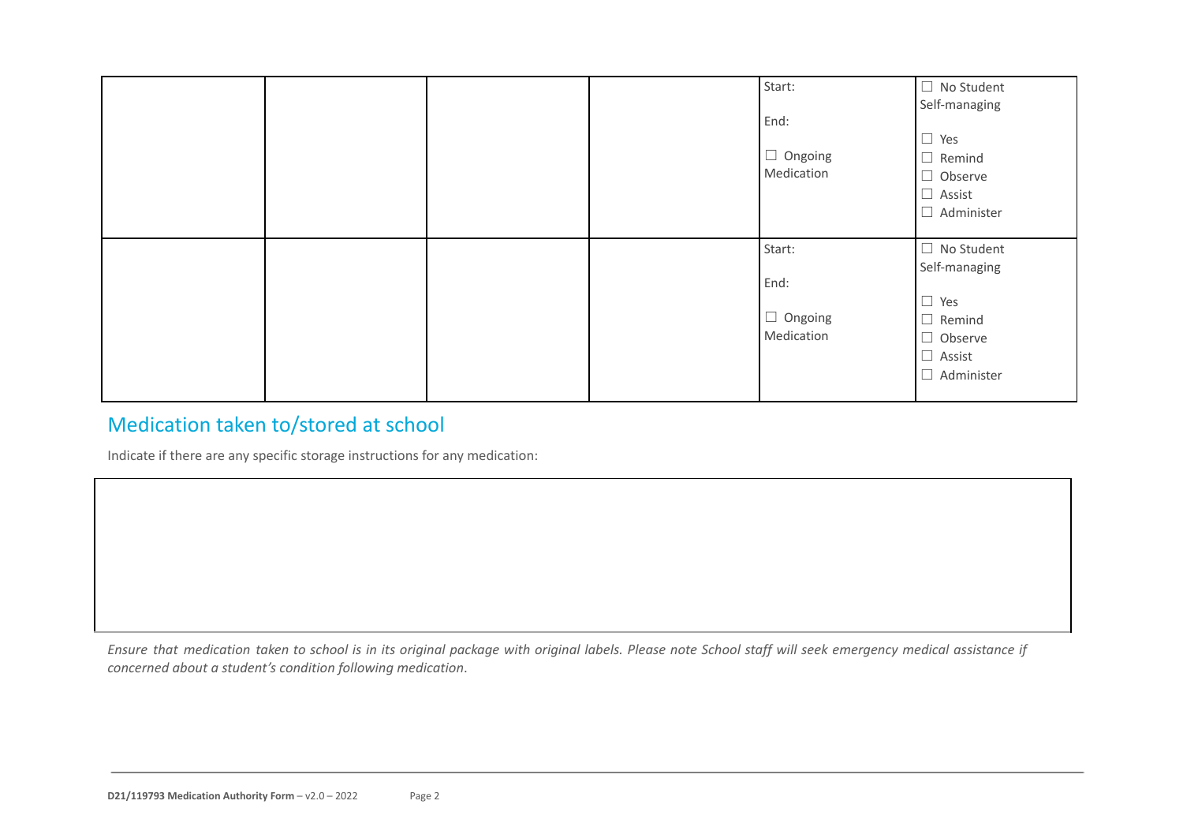| | | | | | |
|---|---|---|---|---|---|
| | | | | Start:<br><br>End:<br><br>☐ Ongoing Medication | ☐ No Student Self-managing<br><br>☐ Yes<br>☐ Remind<br>☐ Observe<br>☐ Assist<br>☐ Administer |
| | | | | Start:<br><br>End:<br><br>☐ Ongoing Medication | ☐ No Student Self-managing<br><br>☐ Yes<br>☐ Remind<br>☐ Observe<br>☐ Assist<br>☐ Administer |

## Medication taken to/stored at school

Indicate if there are any specific storage instructions for any medication:

| |
|---|
| |

*Ensure that medication taken to school is in its original package with original labels. Please note School staff will seek emergency medical assistance if concerned about a student's condition following medication.*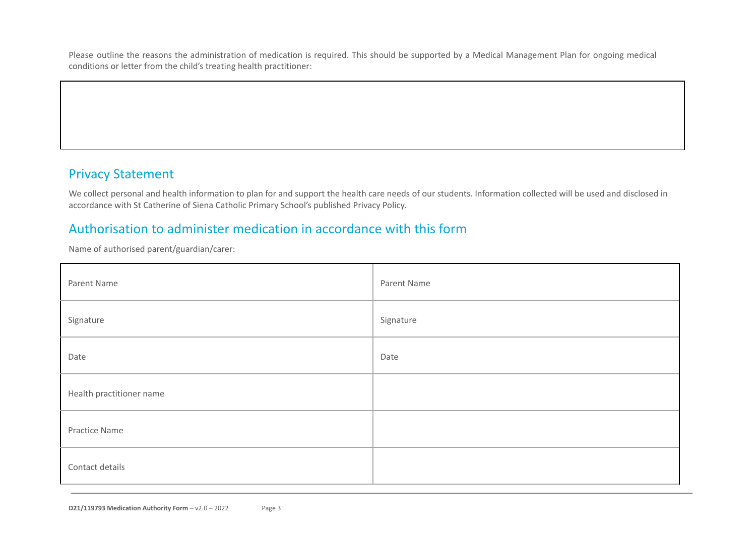Please outline the reasons the administration of medication is required. This should be supported by a Medical Management Plan for ongoing medical conditions or letter from the child's treating health practitioner:

| |
|---|
| |

## Privacy Statement

We collect personal and health information to plan for and support the health care needs of our students. Information collected will be used and disclosed in accordance with St Catherine of Siena Catholic Primary School's published Privacy Policy.

## Authorisation to administer medication in accordance with this form

Name of authorised parent/guardian/carer:

| | |
|---|---|
| Parent Name | Parent Name |
| Signature | Signature |
| Date | Date |
| Health practitioner name | |
| Practice Name | |
| Contact details | |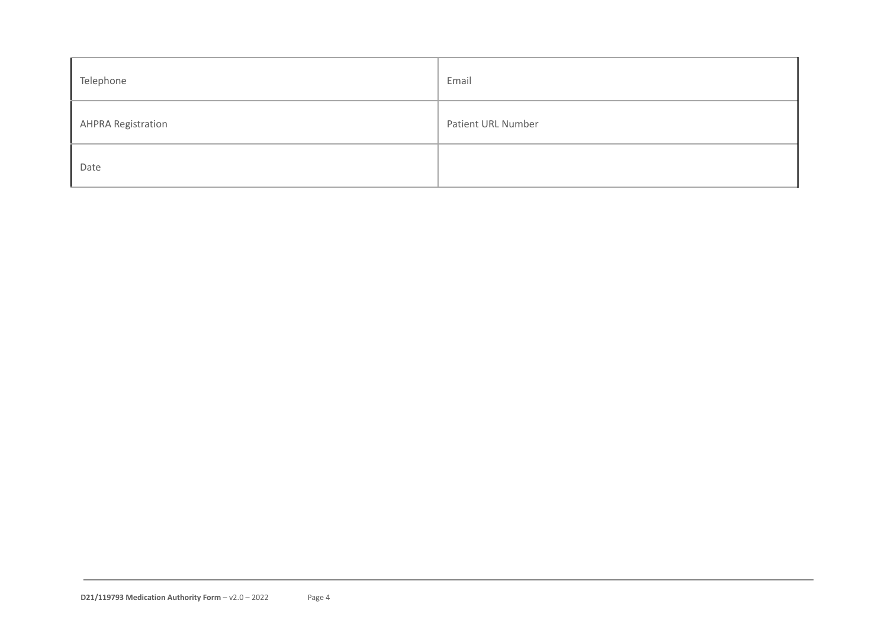| | |
|---|---|
| Telephone | Email |
| AHPRA Registration | Patient URL Number |
| Date | |